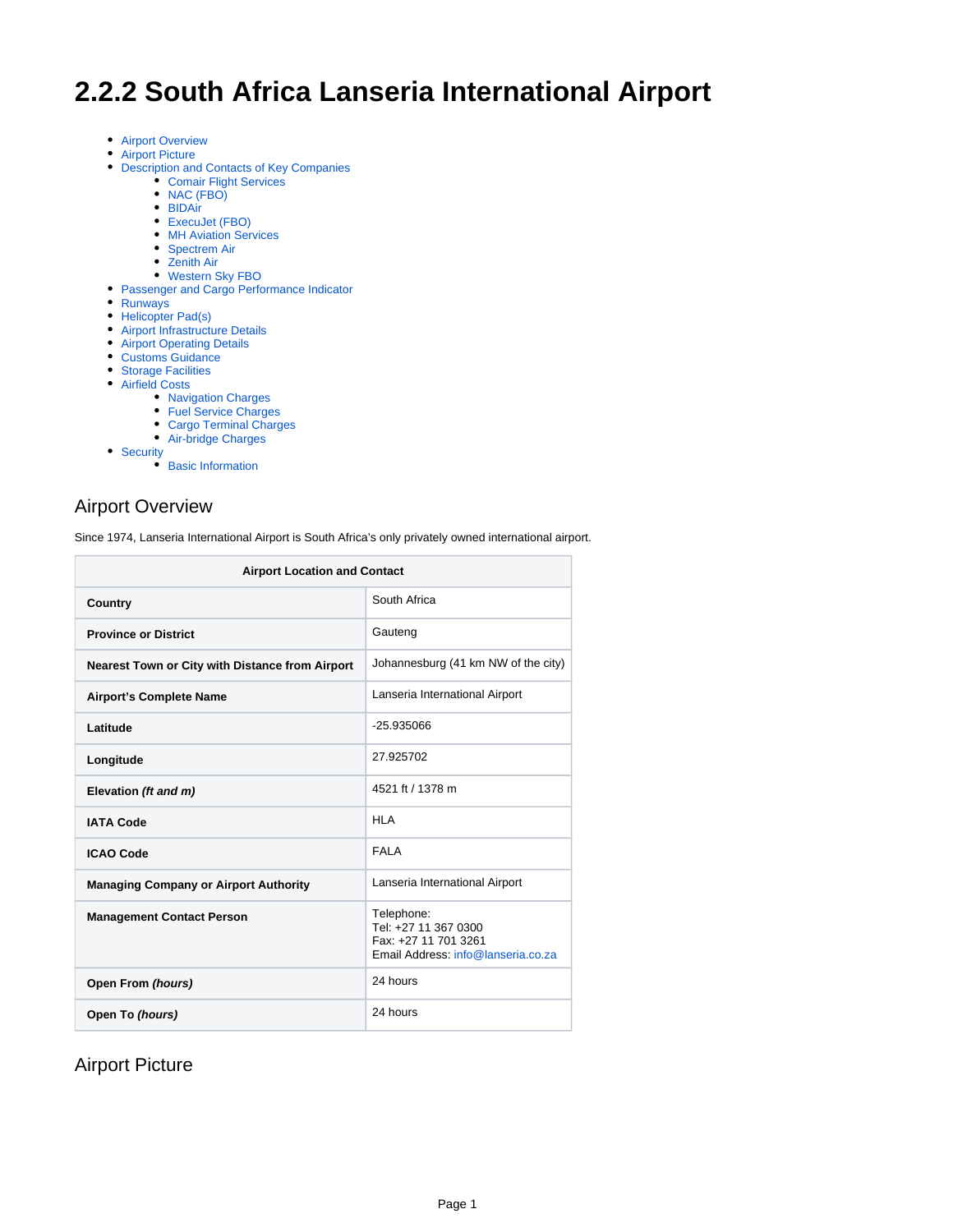# 2.2.2 South Africa Lanseria International Airport

- Airport Overview
- Airport Picture
- Description and Contacts of Key Companies
  - Comair Flight Services
  - NAC (FBO)
  - BIDAir
  - ExecuJet (FBO)
  - MH Aviation Services
  - Spectrem Air
  - Zenith Air
  - Western Sky FBO
- Passenger and Cargo Performance Indicator
- Runways
- Helicopter Pad(s)
- Airport Infrastructure Details
- Airport Operating Details
- Customs Guidance
- Storage Facilities
- Airfield Costs
  - Navigation Charges
  - Fuel Service Charges
  - Cargo Terminal Charges
  - Air-bridge Charges
- Security
  - Basic Information

## Airport Overview

Since 1974, Lanseria International Airport is South Africa's only privately owned international airport.

| Airport Location and Contact | |
|---|---|
| **Country** | South Africa |
| **Province or District** | Gauteng |
| **Nearest Town or City with Distance from Airport** | Johannesburg (41 km NW of the city) |
| **Airport's Complete Name** | Lanseria International Airport |
| **Latitude** | -25.935066 |
| **Longitude** | 27.925702 |
| **Elevation *(ft and m)*** | 4521 ft / 1378 m |
| **IATA Code** | HLA |
| **ICAO Code** | FALA |
| **Managing Company or Airport Authority** | Lanseria International Airport |
| **Management Contact Person** | Telephone:<br>Tel: +27 11 367 0300<br>Fax: +27 11 701 3261<br>Email Address: info@lanseria.co.za |
| **Open From *(hours)*** | 24 hours |
| **Open To *(hours)*** | 24 hours |

## Airport Picture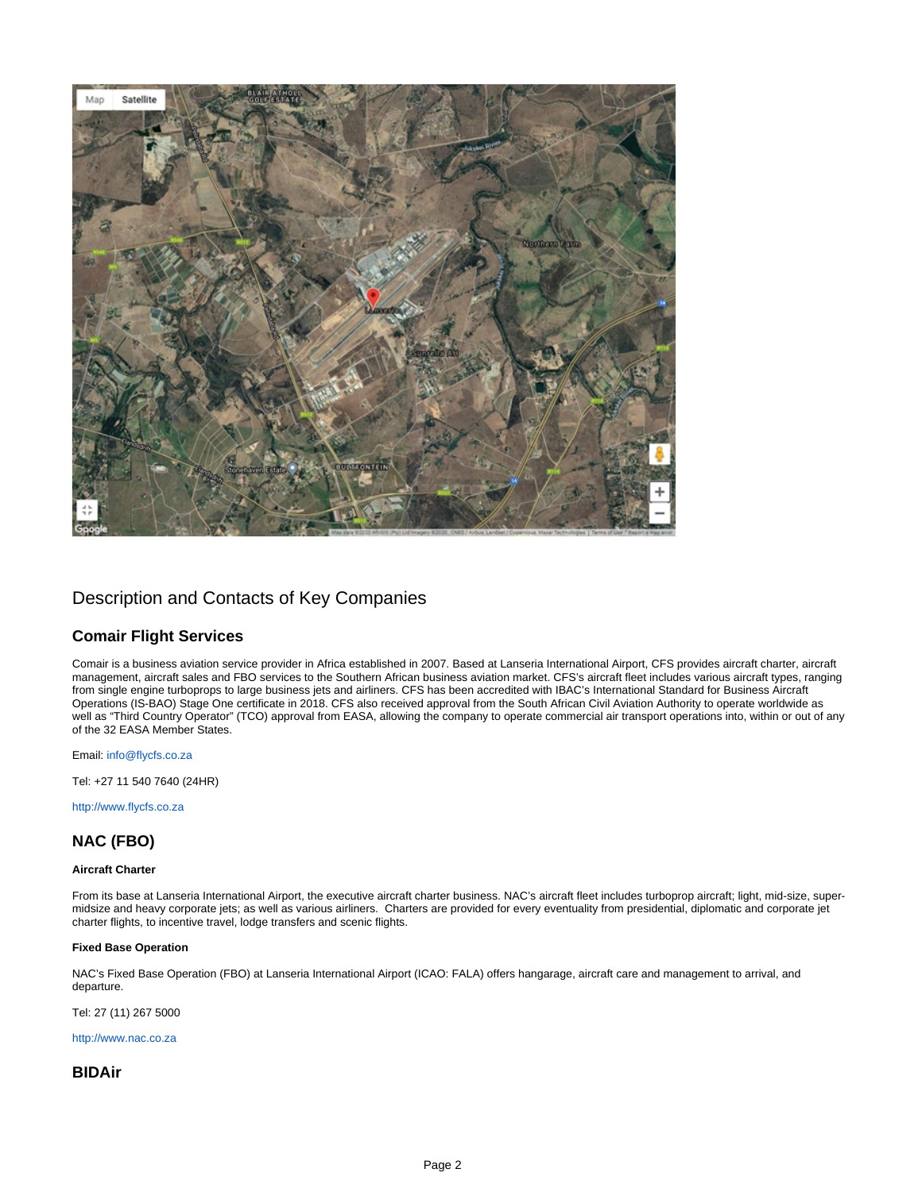## Description and Contacts of Key Companies

### Comair Flight Services

Comair is a business aviation service provider in Africa established in 2007. Based at Lanseria International Airport, CFS provides aircraft charter, aircraft management, aircraft sales and FBO services to the Southern African business aviation market. CFS's aircraft fleet includes various aircraft types, ranging from single engine turboprops to large business jets and airliners. CFS has been accredited with IBAC's International Standard for Business Aircraft Operations (IS-BAO) Stage One certificate in 2018. CFS also received approval from the South African Civil Aviation Authority to operate worldwide as well as "Third Country Operator" (TCO) approval from EASA, allowing the company to operate commercial air transport operations into, within or out of any of the 32 EASA Member States.

Email: info@flycfs.co.za

Tel: +27 11 540 7640 (24HR)

http://www.flycfs.co.za

### NAC (FBO)

#### Aircraft Charter

From its base at Lanseria International Airport, the executive aircraft charter business. NAC's aircraft fleet includes turboprop aircraft; light, mid-size, super-midsize and heavy corporate jets; as well as various airliners. Charters are provided for every eventuality from presidential, diplomatic and corporate jet charter flights, to incentive travel, lodge transfers and scenic flights.

#### Fixed Base Operation

NAC's Fixed Base Operation (FBO) at Lanseria International Airport (ICAO: FALA) offers hangarage, aircraft care and management to arrival, and departure.

Tel: 27 (11) 267 5000

http://www.nac.co.za

### BIDAir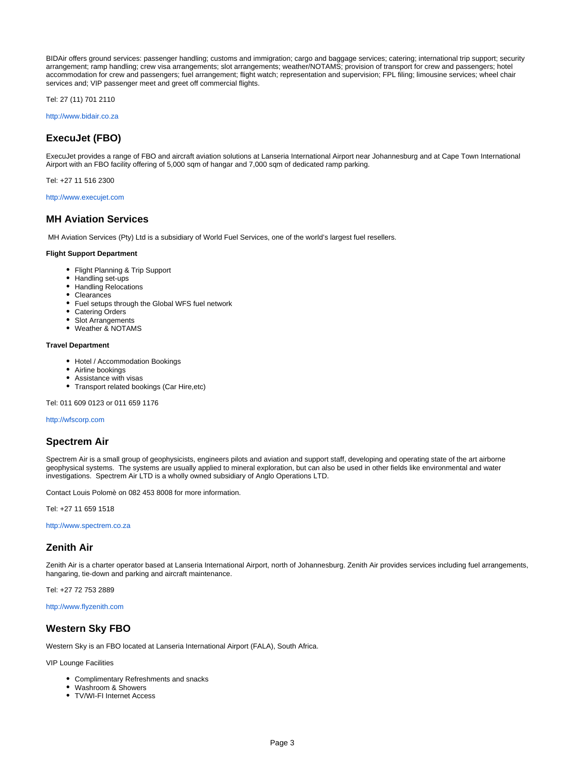BIDAir offers ground services: passenger handling; customs and immigration; cargo and baggage services; catering; international trip support; security arrangement; ramp handling; crew visa arrangements; slot arrangements; weather/NOTAMS; provision of transport for crew and passengers; hotel accommodation for crew and passengers; fuel arrangement; flight watch; representation and supervision; FPL filing; limousine services; wheel chair services and; VIP passenger meet and greet off commercial flights.

Tel: 27 (11) 701 2110

http://www.bidair.co.za

## ExecuJet (FBO)

ExecuJet provides a range of FBO and aircraft aviation solutions at Lanseria International Airport near Johannesburg and at Cape Town International Airport with an FBO facility offering of 5,000 sqm of hangar and 7,000 sqm of dedicated ramp parking.

Tel: +27 11 516 2300

http://www.execujet.com

## MH Aviation Services

MH Aviation Services (Pty) Ltd is a subsidiary of World Fuel Services, one of the world's largest fuel resellers.

**Flight Support Department**

- Flight Planning & Trip Support
- Handling set-ups
- Handling Relocations
- Clearances
- Fuel setups through the Global WFS fuel network
- Catering Orders
- Slot Arrangements
- Weather & NOTAMS

**Travel Department**

- Hotel / Accommodation Bookings
- Airline bookings
- Assistance with visas
- Transport related bookings (Car Hire,etc)

Tel: 011 609 0123 or 011 659 1176

http://wfscorp.com

## Spectrem Air

Spectrem Air is a small group of geophysicists, engineers pilots and aviation and support staff, developing and operating state of the art airborne geophysical systems. The systems are usually applied to mineral exploration, but can also be used in other fields like environmental and water investigations. Spectrem Air LTD is a wholly owned subsidiary of Anglo Operations LTD.

Contact Louis Polomè on 082 453 8008 for more information.

Tel: +27 11 659 1518

http://www.spectrem.co.za

## Zenith Air

Zenith Air is a charter operator based at Lanseria International Airport, north of Johannesburg. Zenith Air provides services including fuel arrangements, hangaring, tie-down and parking and aircraft maintenance.

Tel: +27 72 753 2889

http://www.flyzenith.com

## Western Sky FBO

Western Sky is an FBO located at Lanseria International Airport (FALA), South Africa.

VIP Lounge Facilities

- Complimentary Refreshments and snacks
- Washroom & Showers
- TV/WI-FI Internet Access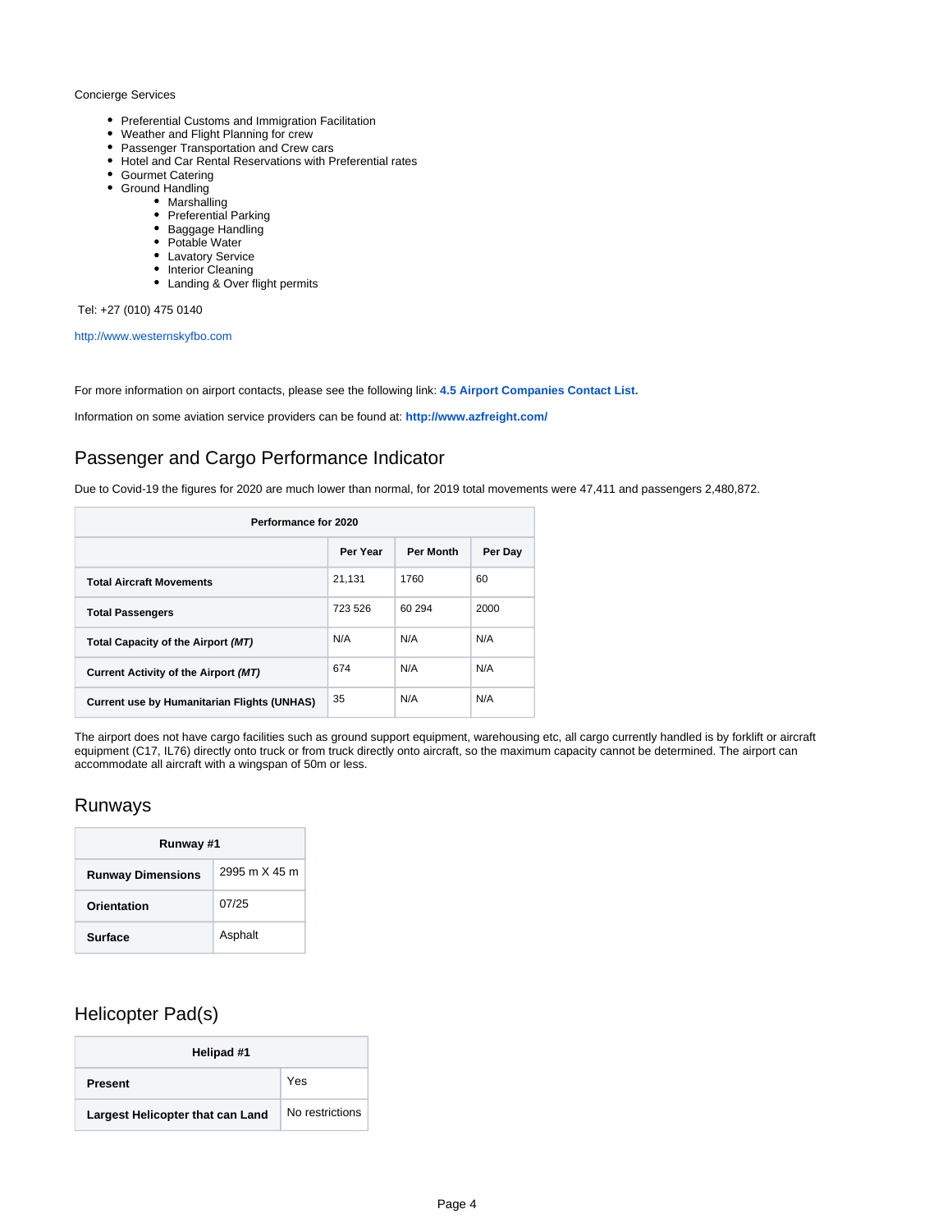Concierge Services

- Preferential Customs and Immigration Facilitation
- Weather and Flight Planning for crew
- Passenger Transportation and Crew cars
- Hotel and Car Rental Reservations with Preferential rates
- Gourmet Catering
- Ground Handling
  - Marshalling
  - Preferential Parking
  - Baggage Handling
  - Potable Water
  - Lavatory Service
  - Interior Cleaning
  - Landing & Over flight permits

Tel: +27 (010) 475 0140

http://www.westernskyfbo.com

For more information on airport contacts, please see the following link: **4.5 Airport Companies Contact List.**

Information on some aviation service providers can be found at: **http://www.azfreight.com/**

## Passenger and Cargo Performance Indicator

Due to Covid-19 the figures for 2020 are much lower than normal, for 2019 total movements were 47,411 and passengers 2,480,872.

| Performance for 2020 | | | |
|---|---|---|---|
| | **Per Year** | **Per Month** | **Per Day** |
| **Total Aircraft Movements** | 21,131 | 1760 | 60 |
| **Total Passengers** | 723 526 | 60 294 | 2000 |
| **Total Capacity of the Airport *(MT)*** | N/A | N/A | N/A |
| **Current Activity of the Airport *(MT)*** | 674 | N/A | N/A |
| **Current use by Humanitarian Flights (UNHAS)** | 35 | N/A | N/A |

The airport does not have cargo facilities such as ground support equipment, warehousing etc, all cargo currently handled is by forklift or aircraft equipment (C17, IL76) directly onto truck or from truck directly onto aircraft, so the maximum capacity cannot be determined. The airport can accommodate all aircraft with a wingspan of 50m or less.

## Runways

| Runway #1 | |
|---|---|
| **Runway Dimensions** | 2995 m X 45 m |
| **Orientation** | 07/25 |
| **Surface** | Asphalt |

## Helicopter Pad(s)

| Helipad #1 | |
|---|---|
| **Present** | Yes |
| **Largest Helicopter that can Land** | No restrictions |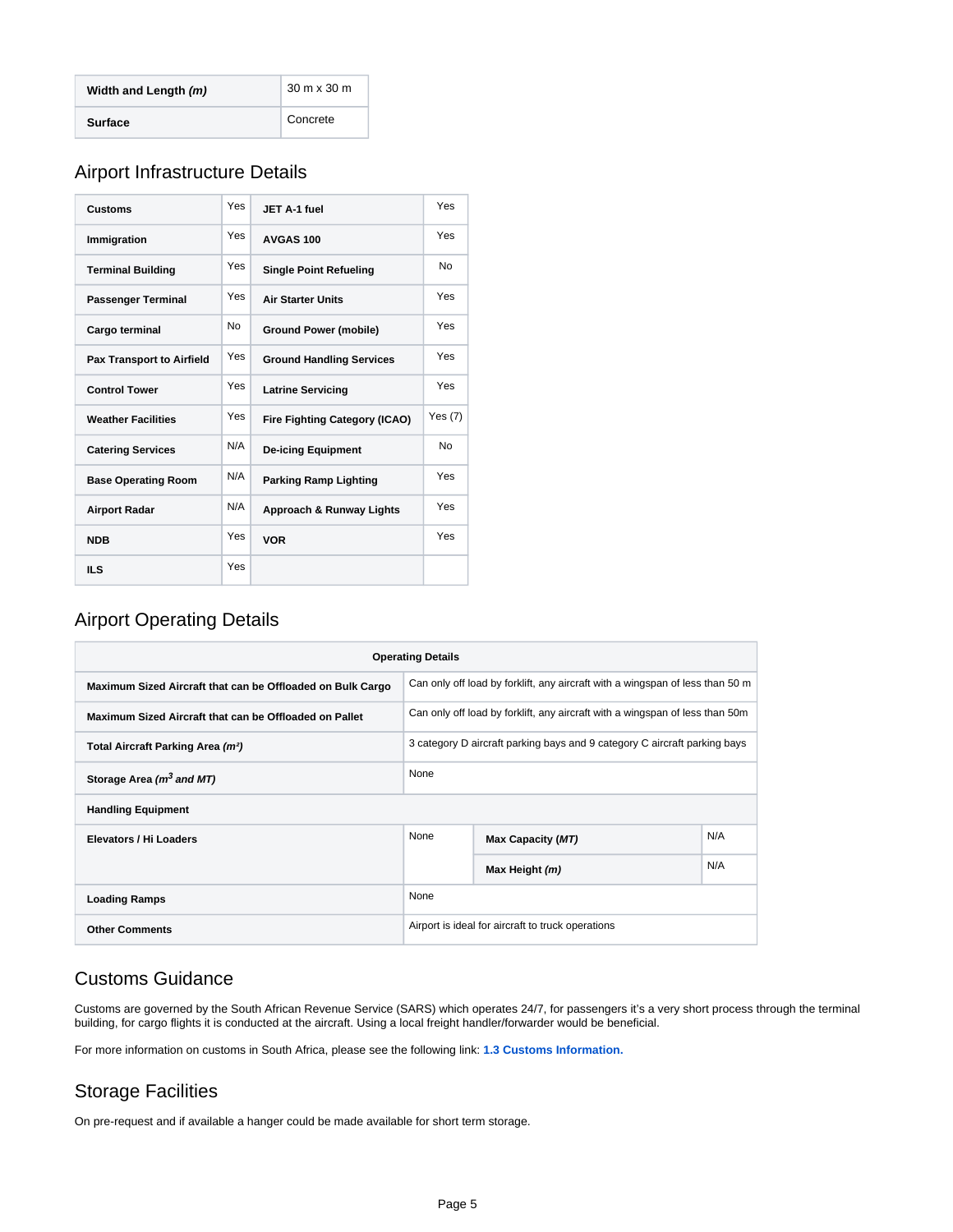| Width and Length *(m)* | 30 m x 30 m |
|---|---|
| **Surface** | Concrete |

## Airport Infrastructure Details

| Customs | Yes | JET A-1 fuel | Yes |
|---|---|---|---|
| **Immigration** | Yes | **AVGAS 100** | Yes |
| **Terminal Building** | Yes | **Single Point Refueling** | No |
| **Passenger Terminal** | Yes | **Air Starter Units** | Yes |
| **Cargo terminal** | No | **Ground Power (mobile)** | Yes |
| **Pax Transport to Airfield** | Yes | **Ground Handling Services** | Yes |
| **Control Tower** | Yes | **Latrine Servicing** | Yes |
| **Weather Facilities** | Yes | **Fire Fighting Category (ICAO)** | Yes (7) |
| **Catering Services** | N/A | **De-icing Equipment** | No |
| **Base Operating Room** | N/A | **Parking Ramp Lighting** | Yes |
| **Airport Radar** | N/A | **Approach & Runway Lights** | Yes |
| **NDB** | Yes | **VOR** | Yes |
| **ILS** | Yes | | |

## Airport Operating Details

| Operating Details | | | |
|---|---|---|---|
| **Maximum Sized Aircraft that can be Offloaded on Bulk Cargo** | Can only off load by forklift, any aircraft with a wingspan of less than 50 m | | |
| **Maximum Sized Aircraft that can be Offloaded on Pallet** | Can only off load by forklift, any aircraft with a wingspan of less than 50m | | |
| **Total Aircraft Parking Area *(m²)*** | 3 category D aircraft parking bays and 9 category C aircraft parking bays | | |
| **Storage Area *($m^3$ and MT)*** | None | | |
| **Handling Equipment** | | | |
| **Elevators / Hi Loaders** | None | **Max Capacity *(MT)*** | N/A |
| | | **Max Height *(m)*** | N/A |
| **Loading Ramps** | None | | |
| **Other Comments** | Airport is ideal for aircraft to truck operations | | |

## Customs Guidance

Customs are governed by the South African Revenue Service (SARS) which operates 24/7, for passengers it's a very short process through the terminal building, for cargo flights it is conducted at the aircraft. Using a local freight handler/forwarder would be beneficial.

For more information on customs in South Africa, please see the following link: **1.3 Customs Information.**

## Storage Facilities

On pre-request and if available a hanger could be made available for short term storage.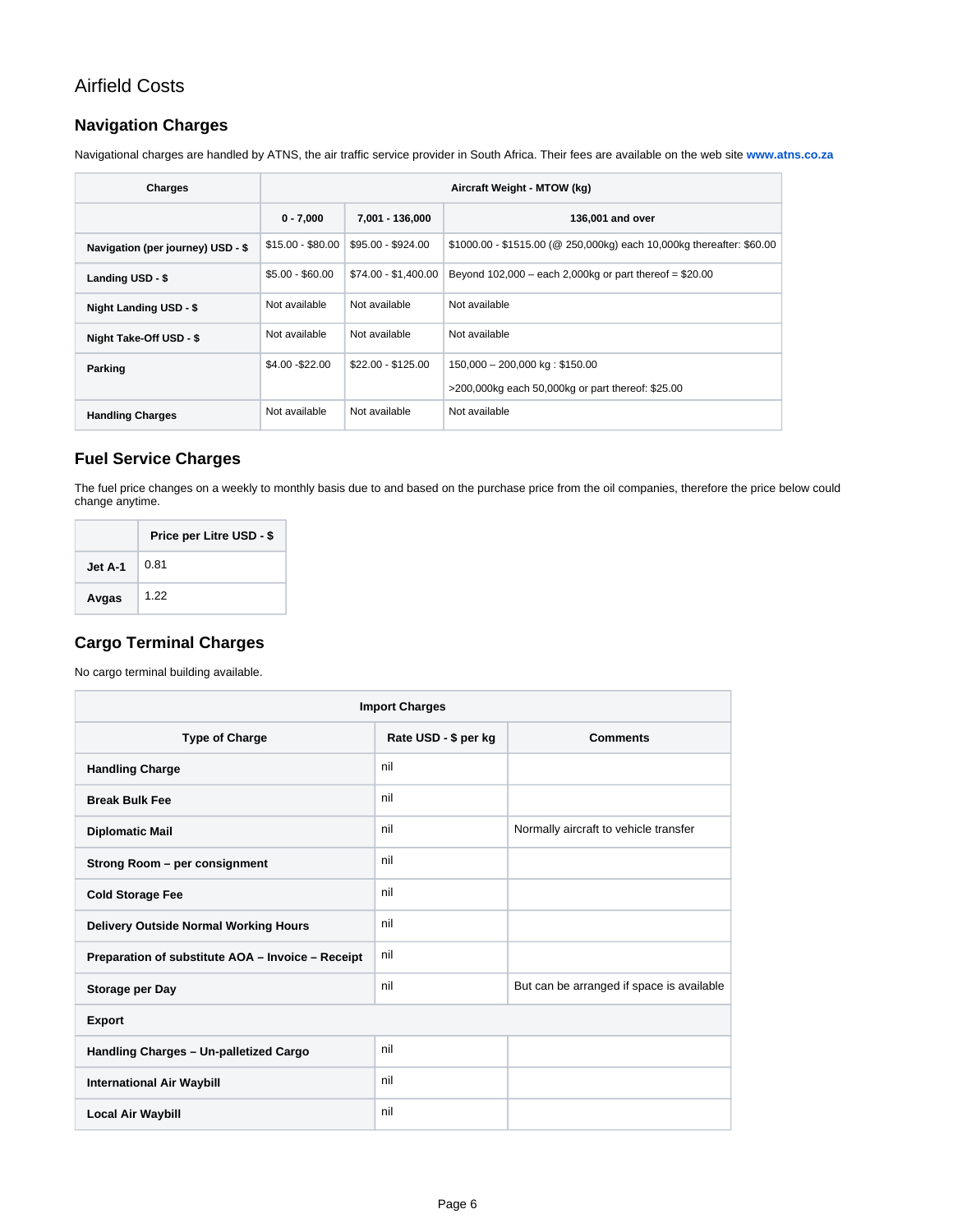# Airfield Costs

## Navigation Charges

Navigational charges are handled by ATNS, the air traffic service provider in South Africa. Their fees are available on the web site **www.atns.co.za**

| Charges | Aircraft Weight - MTOW (kg) | | |
|---|---|---|---|
| | **0 - 7,000** | **7,001 - 136,000** | **136,001 and over** |
| **Navigation (per journey) USD - $** | $15.00 - $80.00 | $95.00 - $924.00 | $1000.00 - $1515.00 (@ 250,000kg) each 10,000kg thereafter: $60.00 |
| **Landing USD - $** | $5.00 - $60.00 | $74.00 - $1,400.00 | Beyond 102,000 – each 2,000kg or part thereof = $20.00 |
| **Night Landing USD - $** | Not available | Not available | Not available |
| **Night Take-Off USD - $** | Not available | Not available | Not available |
| **Parking** | $4.00 -$22.00 | $22.00 - $125.00 | 150,000 – 200,000 kg : $150.00<br>>200,000kg each 50,000kg or part thereof: $25.00 |
| **Handling Charges** | Not available | Not available | Not available |

## Fuel Service Charges

The fuel price changes on a weekly to monthly basis due to and based on the purchase price from the oil companies, therefore the price below could change anytime.

| | Price per Litre USD - $ |
|---|---|
| **Jet A-1** | 0.81 |
| **Avgas** | 1.22 |

## Cargo Terminal Charges

No cargo terminal building available.

| Import Charges | | |
|---|---|---|
| **Type of Charge** | **Rate USD - $ per kg** | **Comments** |
| **Handling Charge** | nil | |
| **Break Bulk Fee** | nil | |
| **Diplomatic Mail** | nil | Normally aircraft to vehicle transfer |
| **Strong Room – per consignment** | nil | |
| **Cold Storage Fee** | nil | |
| **Delivery Outside Normal Working Hours** | nil | |
| **Preparation of substitute AOA – Invoice – Receipt** | nil | |
| **Storage per Day** | nil | But can be arranged if space is available |
| **Export** | | |
| **Handling Charges – Un-palletized Cargo** | nil | |
| **International Air Waybill** | nil | |
| **Local Air Waybill** | nil | |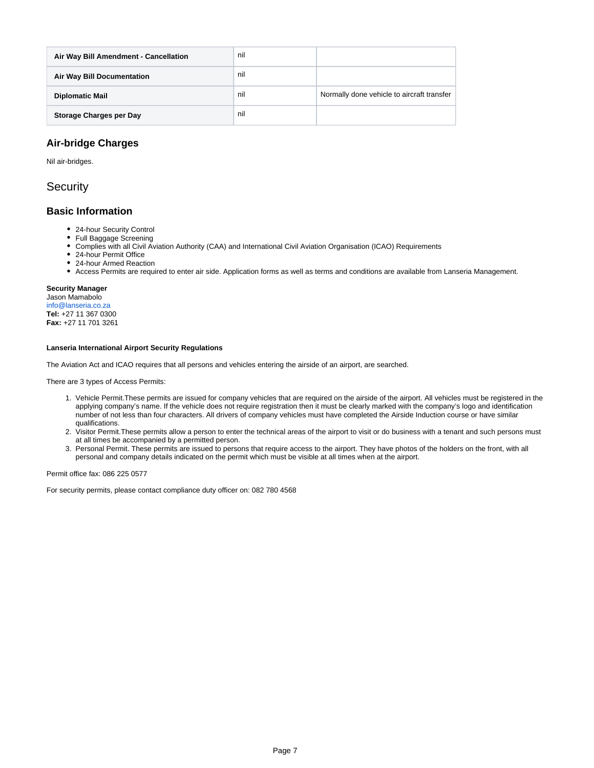| | | |
|---|---|---|
| **Air Way Bill Amendment - Cancellation** | nil | |
| **Air Way Bill Documentation** | nil | |
| **Diplomatic Mail** | nil | Normally done vehicle to aircraft transfer |
| **Storage Charges per Day** | nil | |

## Air-bridge Charges

Nil air-bridges.

# Security

## Basic Information

- 24-hour Security Control
- Full Baggage Screening
- Complies with all Civil Aviation Authority (CAA) and International Civil Aviation Organisation (ICAO) Requirements
- 24-hour Permit Office
- 24-hour Armed Reaction
- Access Permits are required to enter air side. Application forms as well as terms and conditions are available from Lanseria Management.

**Security Manager**
Jason Mamabolo
info@lanseria.co.za
**Tel:** +27 11 367 0300
**Fax:** +27 11 701 3261

#### Lanseria International Airport Security Regulations

The Aviation Act and ICAO requires that all persons and vehicles entering the airside of an airport, are searched.

There are 3 types of Access Permits:

1. Vehicle Permit.These permits are issued for company vehicles that are required on the airside of the airport. All vehicles must be registered in the applying company's name. If the vehicle does not require registration then it must be clearly marked with the company's logo and identification number of not less than four characters. All drivers of company vehicles must have completed the Airside Induction course or have similar qualifications.
2. Visitor Permit.These permits allow a person to enter the technical areas of the airport to visit or do business with a tenant and such persons must at all times be accompanied by a permitted person.
3. Personal Permit. These permits are issued to persons that require access to the airport. They have photos of the holders on the front, with all personal and company details indicated on the permit which must be visible at all times when at the airport.

Permit office fax: 086 225 0577

For security permits, please contact compliance duty officer on: 082 780 4568